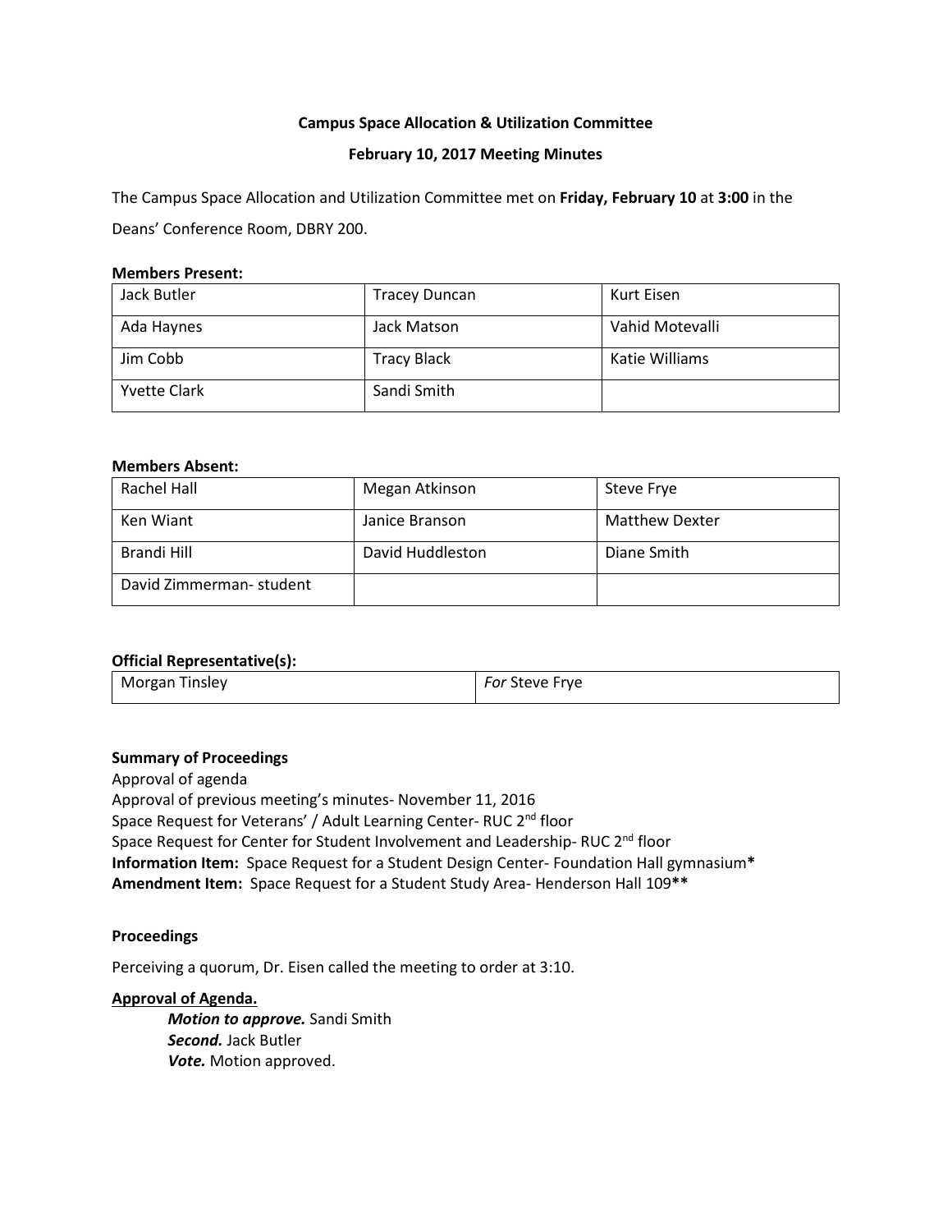**Campus Space Allocation & Utilization Committee**

**February 10, 2017 Meeting Minutes**

The Campus Space Allocation and Utilization Committee met on **Friday, February 10** at **3:00** in the Deans' Conference Room, DBRY 200.

**Members Present:**

| | | |
|---|---|---|
| Jack Butler | Tracey Duncan | Kurt Eisen |
| Ada Haynes | Jack Matson | Vahid Motevalli |
| Jim Cobb | Tracy Black | Katie Williams |
| Yvette Clark | Sandi Smith | |

**Members Absent:**

| | | |
|---|---|---|
| Rachel Hall | Megan Atkinson | Steve Frye |
| Ken Wiant | Janice Branson | Matthew Dexter |
| Brandi Hill | David Huddleston | Diane Smith |
| David Zimmerman- student | | |

**Official Representative(s):**

| | |
|---|---|
| Morgan Tinsley | *For* Steve Frye |

**Summary of Proceedings**

Approval of agenda
Approval of previous meeting's minutes- November 11, 2016
Space Request for Veterans' / Adult Learning Center- RUC 2nd floor
Space Request for Center for Student Involvement and Leadership- RUC 2nd floor
**Information Item:** Space Request for a Student Design Center- Foundation Hall gymnasium**\***
**Amendment Item:** Space Request for a Student Study Area- Henderson Hall 109**\*\***

**Proceedings**

Perceiving a quorum, Dr. Eisen called the meeting to order at 3:10.

**Approval of Agenda.**

> ***Motion to approve.*** Sandi Smith
> ***Second.*** Jack Butler
> ***Vote.*** Motion approved.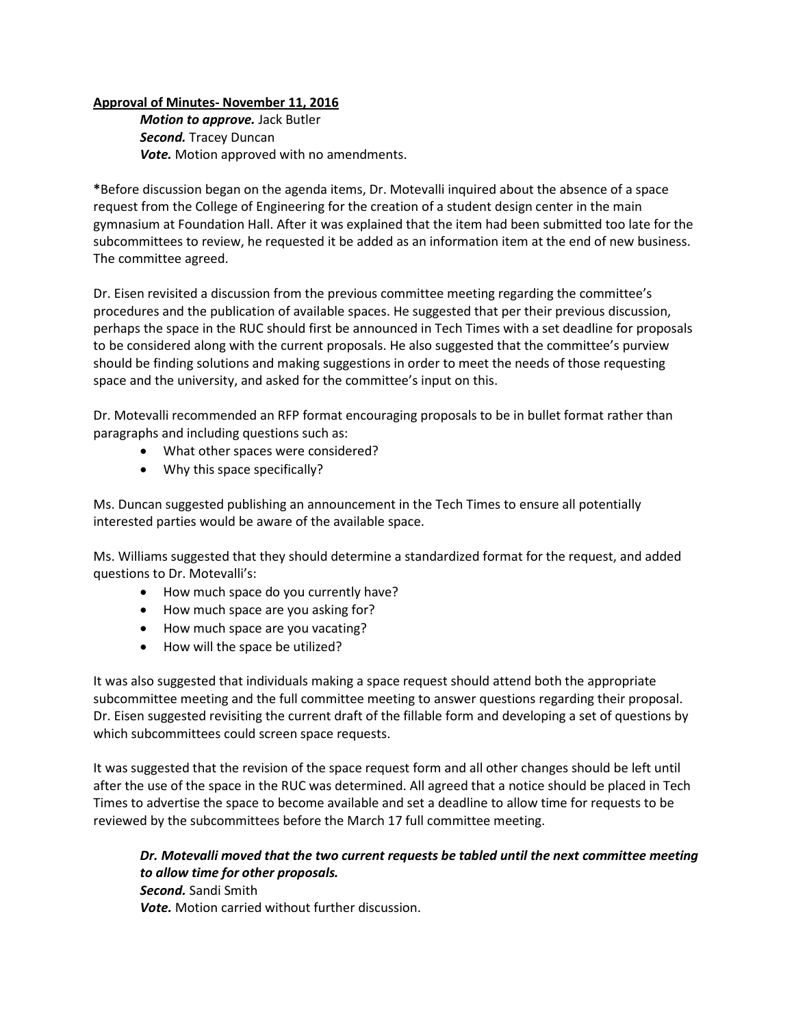**Approval of Minutes- November 11, 2016**

***Motion to approve.*** Jack Butler
***Second.*** Tracey Duncan
***Vote.*** Motion approved with no amendments.

***Before discussion began on the agenda items, Dr. Motevalli inquired about the absence of a space request from the College of Engineering for the creation of a student design center in the main gymnasium at Foundation Hall. After it was explained that the item had been submitted too late for the subcommittees to review, he requested it be added as an information item at the end of new business. The committee agreed.**

Dr. Eisen revisited a discussion from the previous committee meeting regarding the committee's procedures and the publication of available spaces. He suggested that per their previous discussion, perhaps the space in the RUC should first be announced in Tech Times with a set deadline for proposals to be considered along with the current proposals. He also suggested that the committee's purview should be finding solutions and making suggestions in order to meet the needs of those requesting space and the university, and asked for the committee's input on this.

Dr. Motevalli recommended an RFP format encouraging proposals to be in bullet format rather than paragraphs and including questions such as:

- What other spaces were considered?
- Why this space specifically?

Ms. Duncan suggested publishing an announcement in the Tech Times to ensure all potentially interested parties would be aware of the available space.

Ms. Williams suggested that they should determine a standardized format for the request, and added questions to Dr. Motevalli's:

- How much space do you currently have?
- How much space are you asking for?
- How much space are you vacating?
- How will the space be utilized?

It was also suggested that individuals making a space request should attend both the appropriate subcommittee meeting and the full committee meeting to answer questions regarding their proposal. Dr. Eisen suggested revisiting the current draft of the fillable form and developing a set of questions by which subcommittees could screen space requests.

It was suggested that the revision of the space request form and all other changes should be left until after the use of the space in the RUC was determined. All agreed that a notice should be placed in Tech Times to advertise the space to become available and set a deadline to allow time for requests to be reviewed by the subcommittees before the March 17 full committee meeting.

***Dr. Motevalli moved that the two current requests be tabled until the next committee meeting to allow time for other proposals.***
***Second.*** Sandi Smith
***Vote.*** Motion carried without further discussion.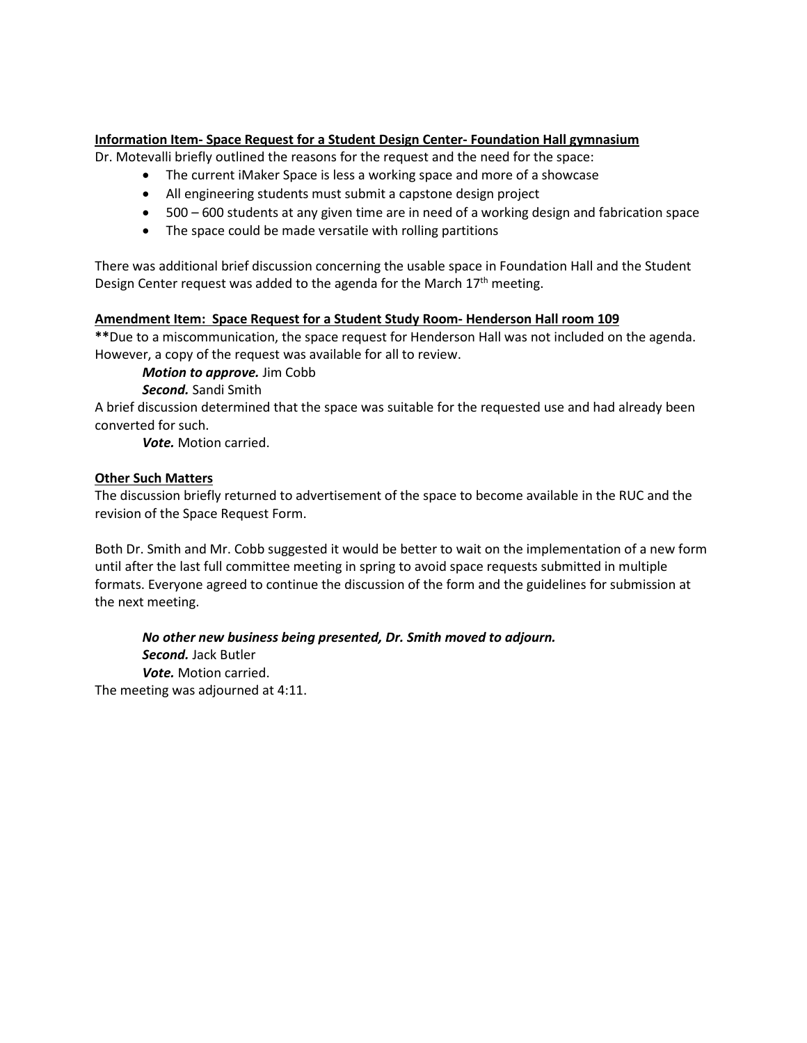**Information Item- Space Request for a Student Design Center- Foundation Hall gymnasium**

Dr. Motevalli briefly outlined the reasons for the request and the need for the space:

- The current iMaker Space is less a working space and more of a showcase
- All engineering students must submit a capstone design project
- 500 – 600 students at any given time are in need of a working design and fabrication space
- The space could be made versatile with rolling partitions

There was additional brief discussion concerning the usable space in Foundation Hall and the Student Design Center request was added to the agenda for the March 17th meeting.

**Amendment Item: Space Request for a Student Study Room- Henderson Hall room 109**

**Due to a miscommunication, the space request for Henderson Hall was not included on the agenda. However, a copy of the request was available for all to review.

***Motion to approve.*** Jim Cobb

***Second.*** Sandi Smith

A brief discussion determined that the space was suitable for the requested use and had already been converted for such.

***Vote.*** Motion carried.

**Other Such Matters**

The discussion briefly returned to advertisement of the space to become available in the RUC and the revision of the Space Request Form.

Both Dr. Smith and Mr. Cobb suggested it would be better to wait on the implementation of a new form until after the last full committee meeting in spring to avoid space requests submitted in multiple formats. Everyone agreed to continue the discussion of the form and the guidelines for submission at the next meeting.

***No other new business being presented, Dr. Smith moved to adjourn.***

***Second.*** Jack Butler

***Vote.*** Motion carried.

The meeting was adjourned at 4:11.